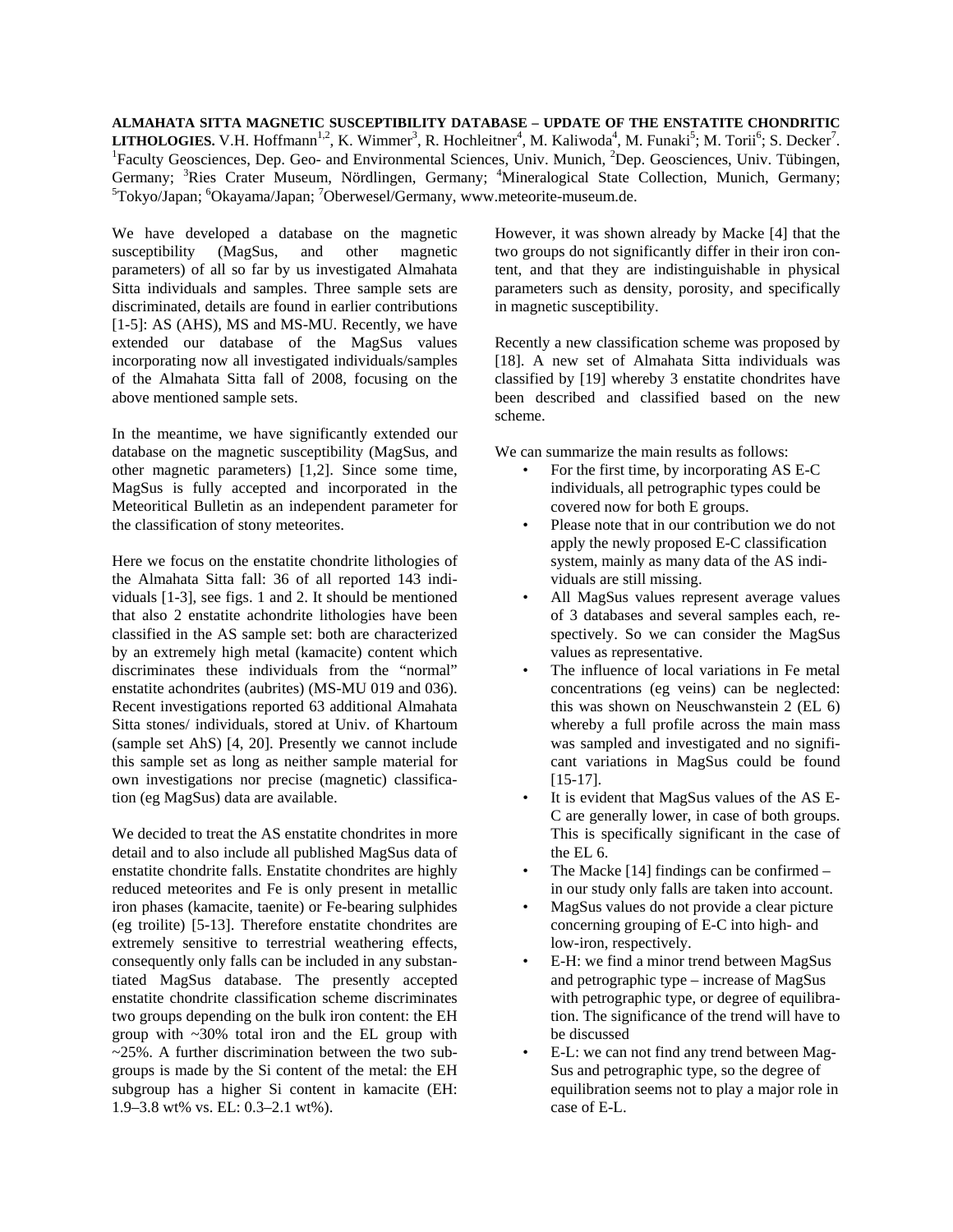**ALMAHATA SITTA MAGNETIC SUSCEPTIBILITY DATABASE – UPDATE OF THE ENSTATITE CHONDRITIC LITHOLOGIES.** V.H. Hoffmann[1,2], K. Wimmer[3], R. Hochleitner[4], M. Kaliwoda[4], M. Funaki[5]; M. Torii[6]; S. Decker[7]. [1]Faculty Geosciences, Dep. Geo- and Environmental Sciences, Univ. Munich, [2]Dep. Geosciences, Univ. Tübingen, Germany; [3]Ries Crater Museum, Nördlingen, Germany; [4]Mineralogical State Collection, Munich, Germany; [5]Tokyo/Japan; [6]Okayama/Japan; [7]Oberwesel/Germany, www.meteorite-museum.de.

We have developed a database on the magnetic susceptibility (MagSus, and other magnetic parameters) of all so far by us investigated Almahata Sitta individuals and samples. Three sample sets are discriminated, details are found in earlier contributions [1-5]: AS (AHS), MS and MS-MU. Recently, we have extended our database of the MagSus values incorporating now all investigated individuals/samples of the Almahata Sitta fall of 2008, focusing on the above mentioned sample sets.

In the meantime, we have significantly extended our database on the magnetic susceptibility (MagSus, and other magnetic parameters) [1,2]. Since some time, MagSus is fully accepted and incorporated in the Meteoritical Bulletin as an independent parameter for the classification of stony meteorites.

Here we focus on the enstatite chondrite lithologies of the Almahata Sitta fall: 36 of all reported 143 individuals [1-3], see figs. 1 and 2. It should be mentioned that also 2 enstatite achondrite lithologies have been classified in the AS sample set: both are characterized by an extremely high metal (kamacite) content which discriminates these individuals from the "normal" enstatite achondrites (aubrites) (MS-MU 019 and 036). Recent investigations reported 63 additional Almahata Sitta stones/ individuals, stored at Univ. of Khartoum (sample set AhS) [4, 20]. Presently we cannot include this sample set as long as neither sample material for own investigations nor precise (magnetic) classification (eg MagSus) data are available.

We decided to treat the AS enstatite chondrites in more detail and to also include all published MagSus data of enstatite chondrite falls. Enstatite chondrites are highly reduced meteorites and Fe is only present in metallic iron phases (kamacite, taenite) or Fe-bearing sulphides (eg troilite) [5-13]. Therefore enstatite chondrites are extremely sensitive to terrestrial weathering effects, consequently only falls can be included in any substantiated MagSus database. The presently accepted enstatite chondrite classification scheme discriminates two groups depending on the bulk iron content: the EH group with ~30% total iron and the EL group with ~25%. A further discrimination between the two subgroups is made by the Si content of the metal: the EH subgroup has a higher Si content in kamacite (EH: 1.9–3.8 wt% vs. EL: 0.3–2.1 wt%).

However, it was shown already by Macke [4] that the two groups do not significantly differ in their iron content, and that they are indistinguishable in physical parameters such as density, porosity, and specifically in magnetic susceptibility.

Recently a new classification scheme was proposed by [18]. A new set of Almahata Sitta individuals was classified by [19] whereby 3 enstatite chondrites have been described and classified based on the new scheme.

We can summarize the main results as follows:

- For the first time, by incorporating AS E-C individuals, all petrographic types could be covered now for both E groups.
- Please note that in our contribution we do not apply the newly proposed E-C classification system, mainly as many data of the AS individuals are still missing.
- All MagSus values represent average values of 3 databases and several samples each, respectively. So we can consider the MagSus values as representative.
- The influence of local variations in Fe metal concentrations (eg veins) can be neglected: this was shown on Neuschwanstein 2 (EL 6) whereby a full profile across the main mass was sampled and investigated and no significant variations in MagSus could be found [15-17].
- It is evident that MagSus values of the AS E-C are generally lower, in case of both groups. This is specifically significant in the case of the EL 6.
- The Macke [14] findings can be confirmed – in our study only falls are taken into account.
- MagSus values do not provide a clear picture concerning grouping of E-C into high- and low-iron, respectively.
- E-H: we find a minor trend between MagSus and petrographic type – increase of MagSus with petrographic type, or degree of equilibration. The significance of the trend will have to be discussed
- E-L: we can not find any trend between MagSus and petrographic type, so the degree of equilibration seems not to play a major role in case of E-L.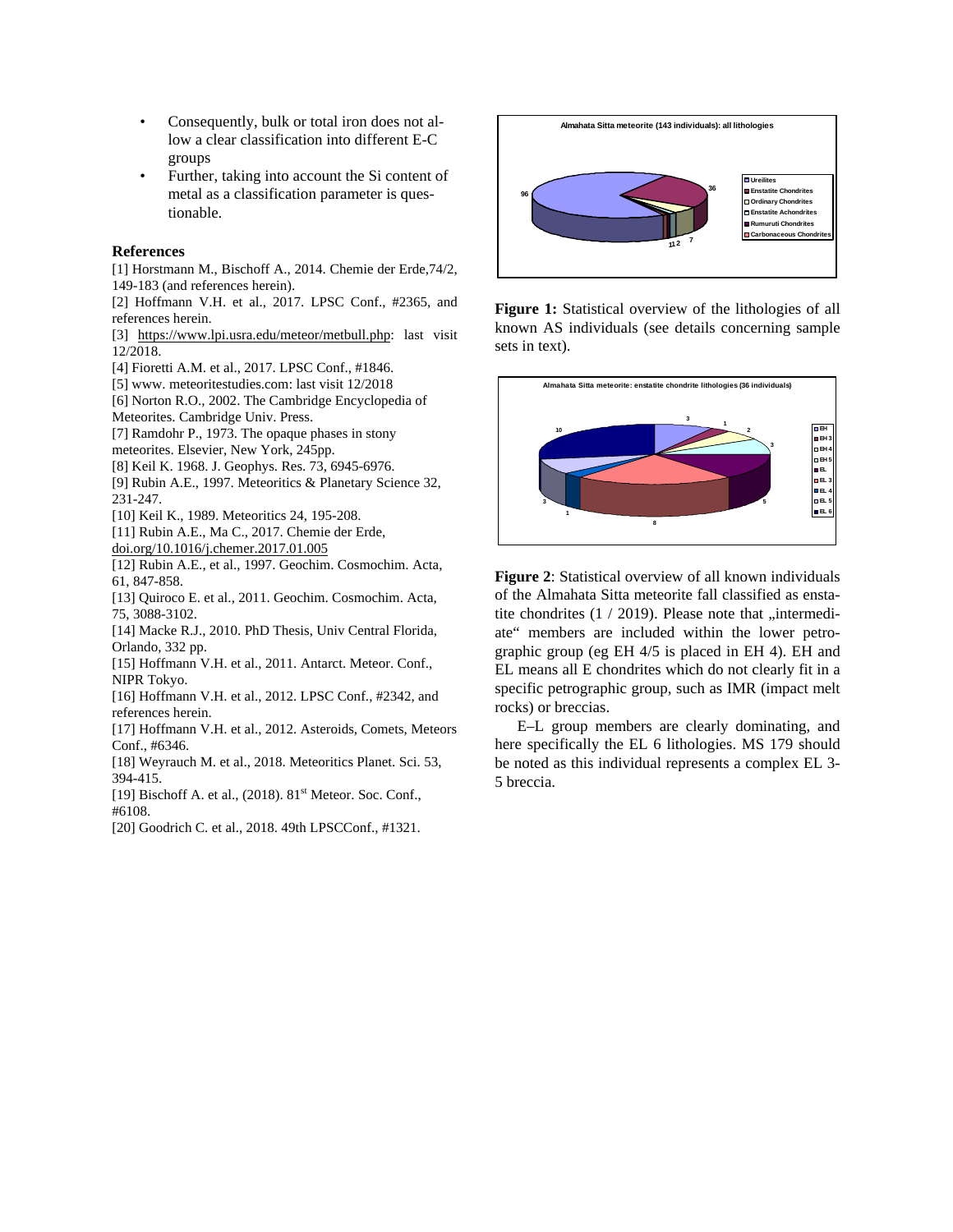- Consequently, bulk or total iron does not allow a clear classification into different E-C groups
- Further, taking into account the Si content of metal as a classification parameter is questionable.

## References

[1] Horstmann M., Bischoff A., 2014. Chemie der Erde,74/2, 149-183 (and references herein).

[2] Hoffmann V.H. et al., 2017. LPSC Conf., #2365, and references herein.

[3] https://www.lpi.usra.edu/meteor/metbull.php: last visit 12/2018.

[4] Fioretti A.M. et al., 2017. LPSC Conf., #1846.

[5] www. meteoritestudies.com: last visit 12/2018

[6] Norton R.O., 2002. The Cambridge Encyclopedia of Meteorites. Cambridge Univ. Press.

[7] Ramdohr P., 1973. The opaque phases in stony meteorites. Elsevier, New York, 245pp.

[8] Keil K. 1968. J. Geophys. Res. 73, 6945-6976.

[9] Rubin A.E., 1997. Meteoritics & Planetary Science 32, 231-247.

[10] Keil K., 1989. Meteoritics 24, 195-208.

[11] Rubin A.E., Ma C., 2017. Chemie der Erde, doi.org/10.1016/j.chemer.2017.01.005

[12] Rubin A.E., et al., 1997. Geochim. Cosmochim. Acta, 61, 847-858.

[13] Quiroco E. et al., 2011. Geochim. Cosmochim. Acta, 75, 3088-3102.

[14] Macke R.J., 2010. PhD Thesis, Univ Central Florida, Orlando, 332 pp.

[15] Hoffmann V.H. et al., 2011. Antarct. Meteor. Conf., NIPR Tokyo.

[16] Hoffmann V.H. et al., 2012. LPSC Conf., #2342, and references herein.

[17] Hoffmann V.H. et al., 2012. Asteroids, Comets, Meteors Conf., #6346.

[18] Weyrauch M. et al., 2018. Meteoritics Planet. Sci. 53, 394-415.

[19] Bischoff A. et al., (2018). 81st Meteor. Soc. Conf., #6108.

[20] Goodrich C. et al., 2018. 49th LPSCConf., #1321.

Almahata Sitta meteorite (143 individuals): all lithologies

96
36
7
1 1 2

Ureilites
Enstatite Chondrites
Ordinary Chondrites
Enstatite Achondrites
Rumuruti Chondrites
Carbonaceous Chondrites

**Figure 1:** Statistical overview of the lithologies of all known AS individuals (see details concerning sample sets in text).

Almahata Sitta meteorite: enstatite chondrite lithologies (36 individuals)

10
3
1
2
3
5
8
1
3

EH
EH 3
EH 4
EH 5
EL
EL 3
EL 4
EL 5
EL 6

**Figure 2**: Statistical overview of all known individuals of the Almahata Sitta meteorite fall classified as enstatite chondrites (1 / 2019). Please note that „intermediate“ members are included within the lower petrographic group (eg EH 4/5 is placed in EH 4). EH and EL means all E chondrites which do not clearly fit in a specific petrographic group, such as IMR (impact melt rocks) or breccias.

E–L group members are clearly dominating, and here specifically the EL 6 lithologies. MS 179 should be noted as this individual represents a complex EL 3-5 breccia.